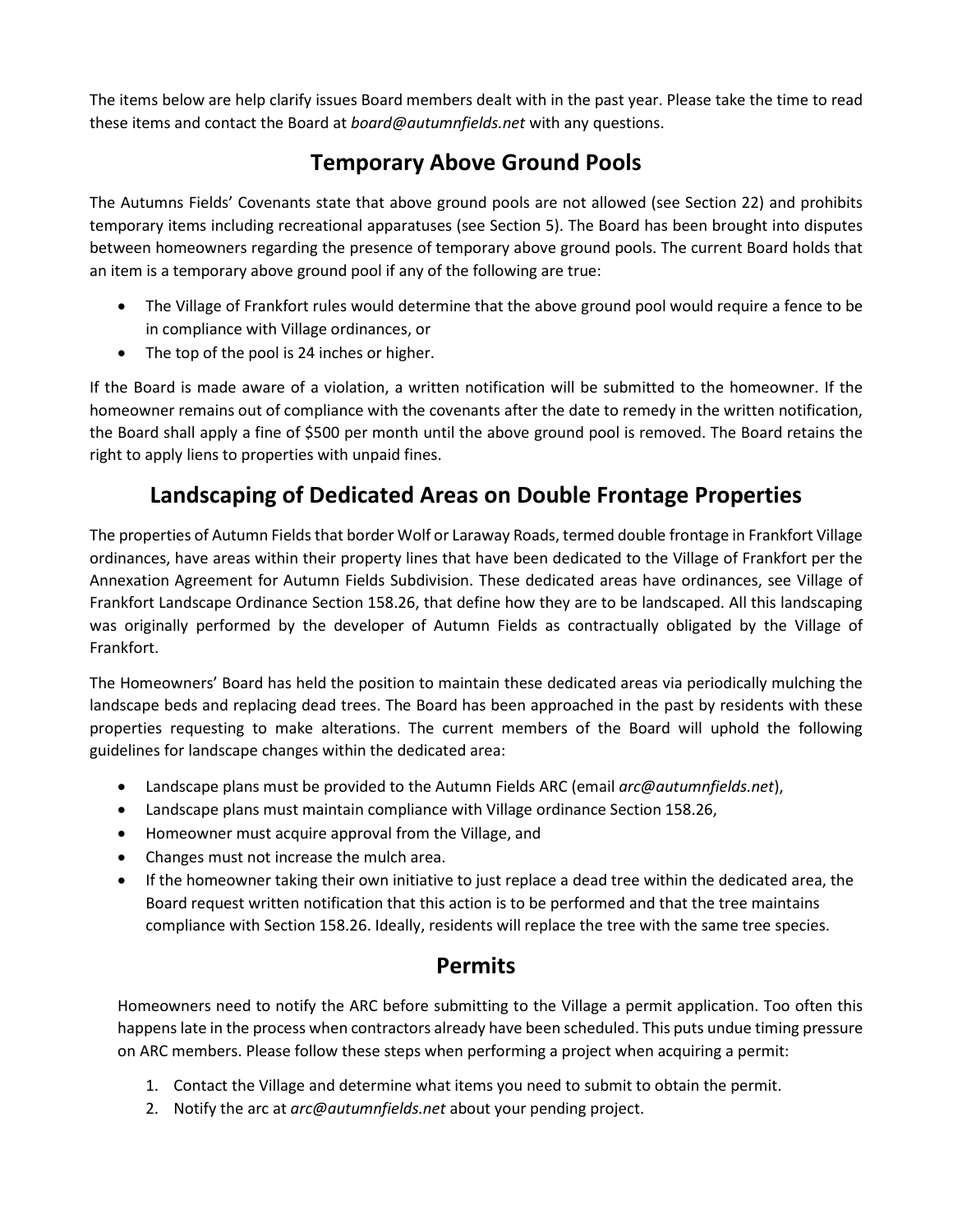The items below are help clarify issues Board members dealt with in the past year. Please take the time to read these items and contact the Board at *board@autumnfields.net* with any questions.

## Temporary Above Ground Pools

The Autumns Fields' Covenants state that above ground pools are not allowed (see Section 22) and prohibits temporary items including recreational apparatuses (see Section 5). The Board has been brought into disputes between homeowners regarding the presence of temporary above ground pools. The current Board holds that an item is a temporary above ground pool if any of the following are true:

- The Village of Frankfort rules would determine that the above ground pool would require a fence to be in compliance with Village ordinances, or
- The top of the pool is 24 inches or higher.

If the Board is made aware of a violation, a written notification will be submitted to the homeowner. If the homeowner remains out of compliance with the covenants after the date to remedy in the written notification, the Board shall apply a fine of $500 per month until the above ground pool is removed. The Board retains the right to apply liens to properties with unpaid fines.

## Landscaping of Dedicated Areas on Double Frontage Properties

The properties of Autumn Fields that border Wolf or Laraway Roads, termed double frontage in Frankfort Village ordinances, have areas within their property lines that have been dedicated to the Village of Frankfort per the Annexation Agreement for Autumn Fields Subdivision. These dedicated areas have ordinances, see Village of Frankfort Landscape Ordinance Section 158.26, that define how they are to be landscaped. All this landscaping was originally performed by the developer of Autumn Fields as contractually obligated by the Village of Frankfort.

The Homeowners' Board has held the position to maintain these dedicated areas via periodically mulching the landscape beds and replacing dead trees. The Board has been approached in the past by residents with these properties requesting to make alterations. The current members of the Board will uphold the following guidelines for landscape changes within the dedicated area:

- Landscape plans must be provided to the Autumn Fields ARC (email *arc@autumnfields.net*),
- Landscape plans must maintain compliance with Village ordinance Section 158.26,
- Homeowner must acquire approval from the Village, and
- Changes must not increase the mulch area.
- If the homeowner taking their own initiative to just replace a dead tree within the dedicated area, the Board request written notification that this action is to be performed and that the tree maintains compliance with Section 158.26. Ideally, residents will replace the tree with the same tree species.

## Permits

Homeowners need to notify the ARC before submitting to the Village a permit application. Too often this happens late in the process when contractors already have been scheduled. This puts undue timing pressure on ARC members. Please follow these steps when performing a project when acquiring a permit:

1. Contact the Village and determine what items you need to submit to obtain the permit.
2. Notify the arc at *arc@autumnfields.net* about your pending project.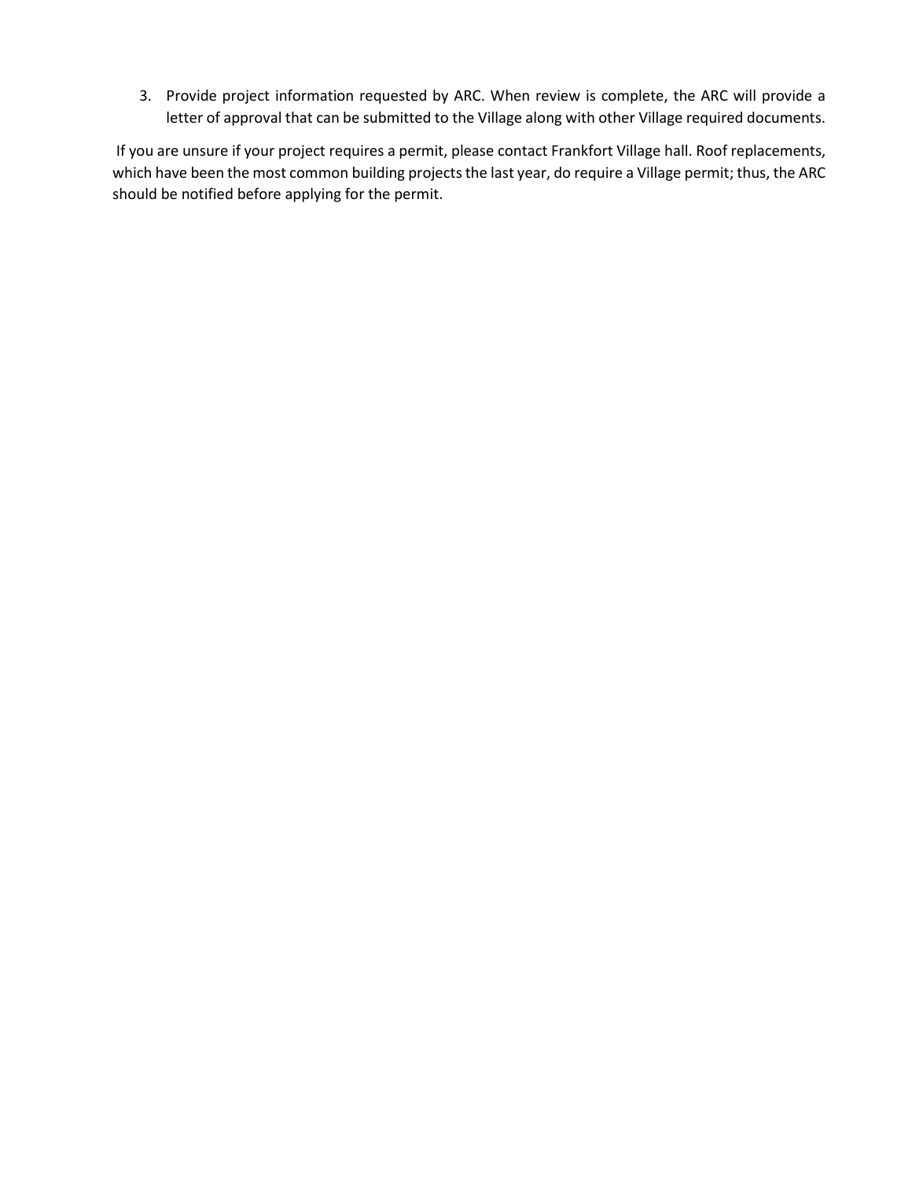3. Provide project information requested by ARC. When review is complete, the ARC will provide a letter of approval that can be submitted to the Village along with other Village required documents.

If you are unsure if your project requires a permit, please contact Frankfort Village hall. Roof replacements, which have been the most common building projects the last year, do require a Village permit; thus, the ARC should be notified before applying for the permit.